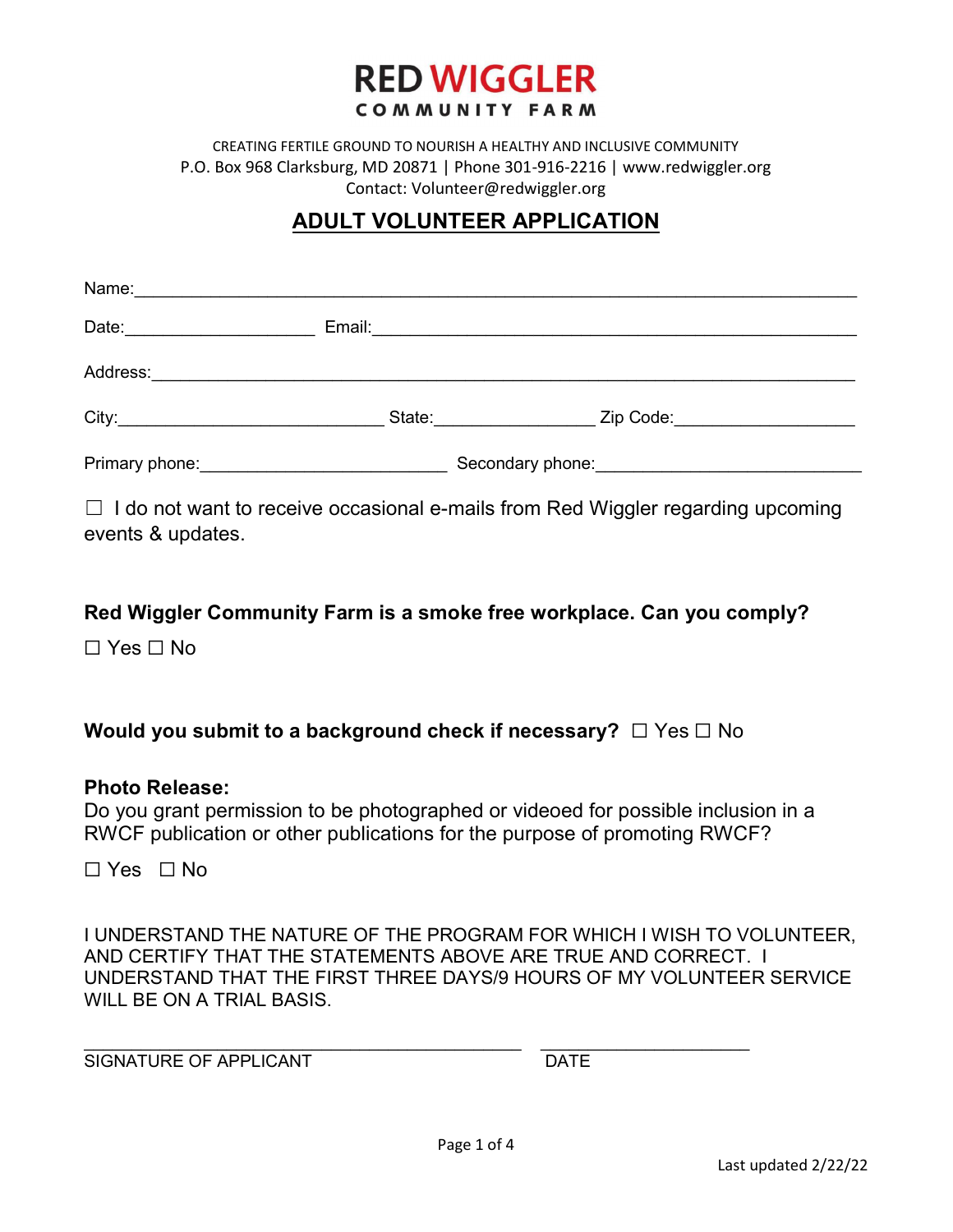# RED WIGGLER COMMUNITY FARM

CREATING FERTILE GROUND TO NOURISH A HEALTHY AND INCLUSIVE COMMUNITY
P.O. Box 968 Clarksburg, MD 20871 | Phone 301-916-2216 | www.redwiggler.org
Contact: Volunteer@redwiggler.org

## ADULT VOLUNTEER APPLICATION

Name:_______________________________________________________________________

Date:____________________ Email:______________________________________________

Address:_____________________________________________________________________

City:____________________________ State:_________________ Zip Code:___________________

Primary phone:__________________________ Secondary phone:___________________________

☐ I do not want to receive occasional e-mails from Red Wiggler regarding upcoming events & updates.

**Red Wiggler Community Farm is a smoke free workplace. Can you comply?**

☐ Yes ☐ No

**Would you submit to a background check if necessary?** ☐ Yes ☐ No

**Photo Release:**
Do you grant permission to be photographed or videoed for possible inclusion in a RWCF publication or other publications for the purpose of promoting RWCF?

☐ Yes ☐ No

I UNDERSTAND THE NATURE OF THE PROGRAM FOR WHICH I WISH TO VOLUNTEER, AND CERTIFY THAT THE STATEMENTS ABOVE ARE TRUE AND CORRECT. I UNDERSTAND THAT THE FIRST THREE DAYS/9 HOURS OF MY VOLUNTEER SERVICE WILL BE ON A TRIAL BASIS.

_____________________________________________ _____________________
SIGNATURE OF APPLICANT DATE

Last updated 2/22/22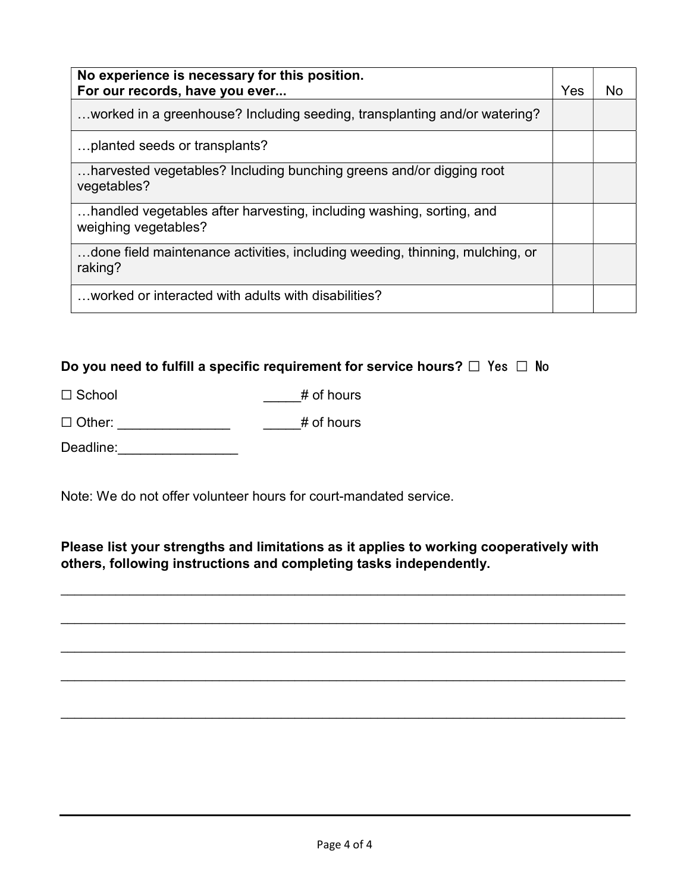| No experience is necessary for this position.<br>For our records, have you ever... | Yes | No |
|---|---|---|
| …worked in a greenhouse? Including seeding, transplanting and/or watering? | | |
| …planted seeds or transplants? | | |
| …harvested vegetables? Including bunching greens and/or digging root vegetables? | | |
| …handled vegetables after harvesting, including washing, sorting, and weighing vegetables? | | |
| …done field maintenance activities, including weeding, thinning, mulching, or raking? | | |
| …worked or interacted with adults with disabilities? | | |

**Do you need to fulfill a specific requirement for service hours?** ☐ Yes ☐ No

☐ School _____# of hours

☐ Other: _______________ _____# of hours

Deadline:________________

Note: We do not offer volunteer hours for court-mandated service.

**Please list your strengths and limitations as it applies to working cooperatively with others, following instructions and completing tasks independently.**

_____________________________________________________________________________

_____________________________________________________________________________

_____________________________________________________________________________

_____________________________________________________________________________

_____________________________________________________________________________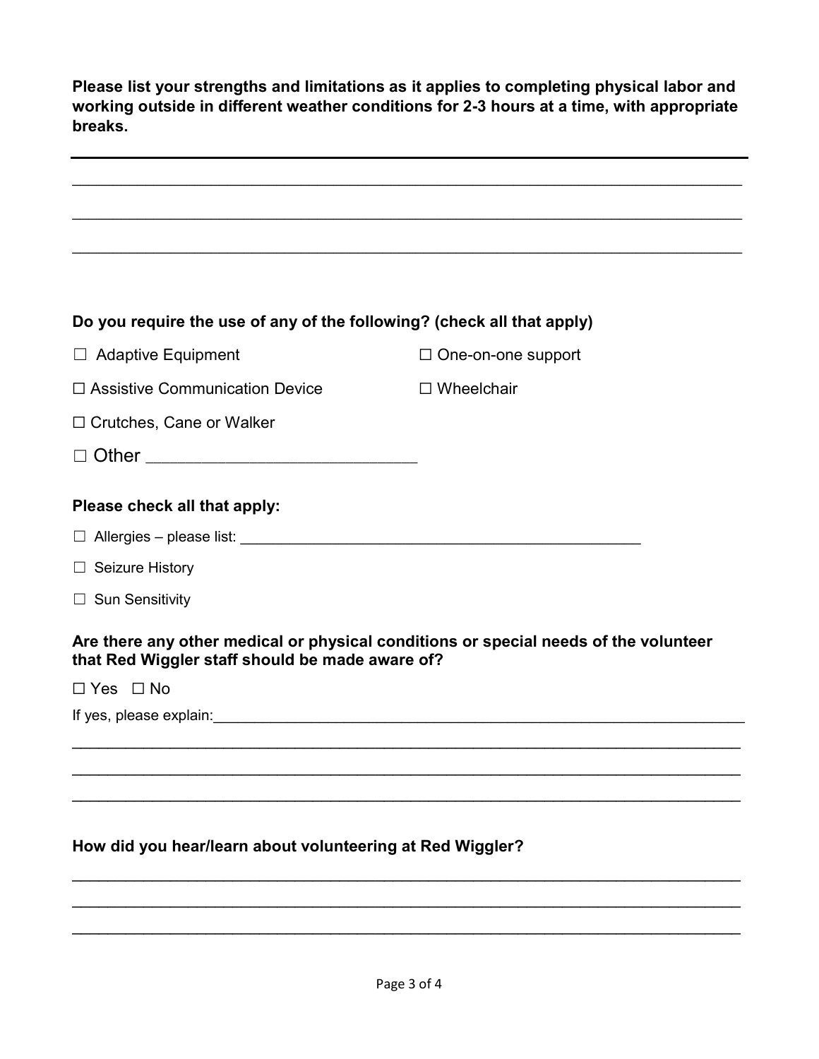**Please list your strengths and limitations as it applies to completing physical labor and working outside in different weather conditions for 2-3 hours at a time, with appropriate breaks.**

___________________________________________________________________________

___________________________________________________________________________

___________________________________________________________________________

**Do you require the use of any of the following? (check all that apply)**

☐ Adaptive Equipment
☐ One-on-one support
☐ Assistive Communication Device
☐ Wheelchair
☐ Crutches, Cane or Walker
☐ Other ____________________________

**Please check all that apply:**

☐ Allergies – please list: __________________________________________________

☐ Seizure History

☐ Sun Sensitivity

**Are there any other medical or physical conditions or special needs of the volunteer that Red Wiggler staff should be made aware of?**

☐ Yes ☐ No

If yes, please explain:___________________________________________________________________

___________________________________________________________________________

___________________________________________________________________________

___________________________________________________________________________

**How did you hear/learn about volunteering at Red Wiggler?**

___________________________________________________________________________

___________________________________________________________________________

___________________________________________________________________________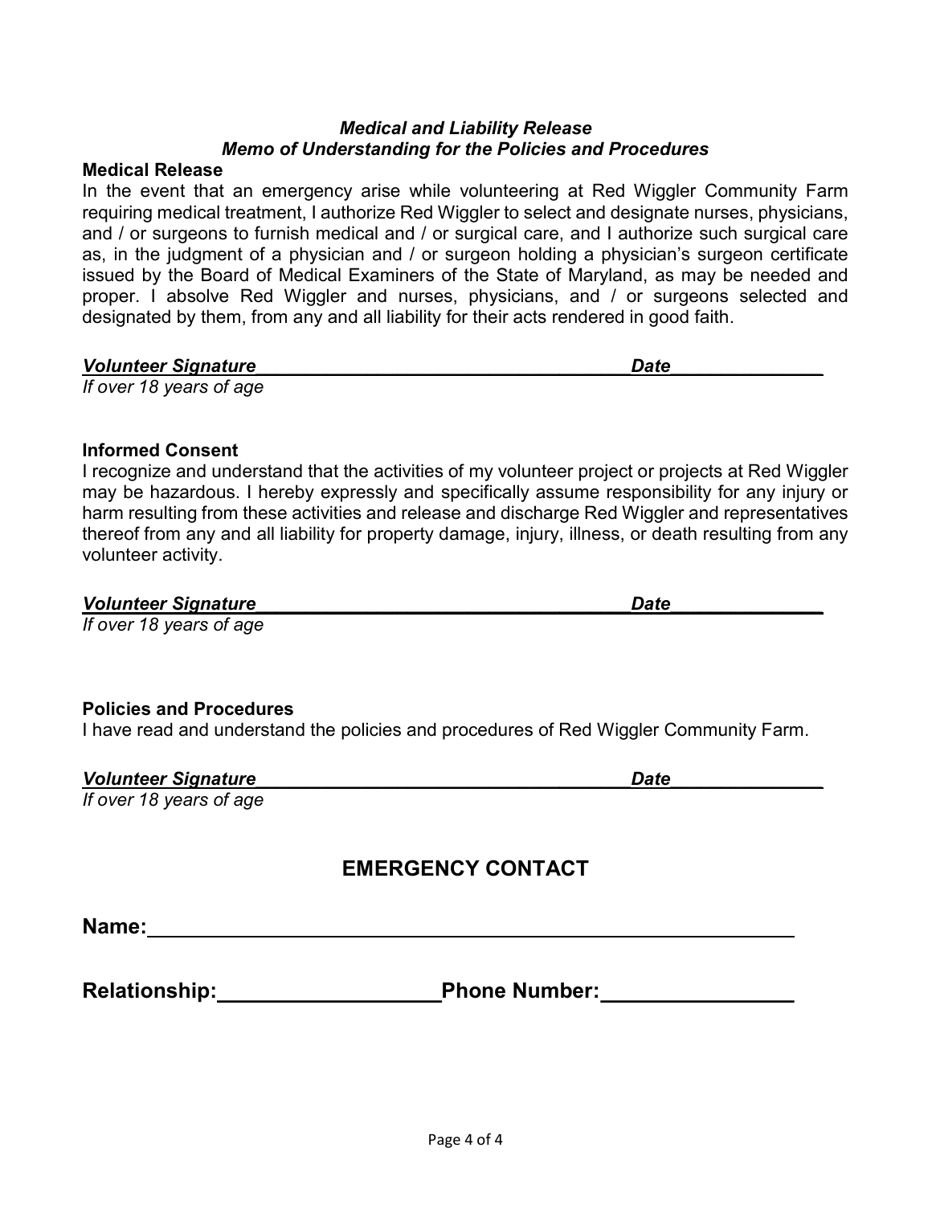### *Medical and Liability Release*
### *Memo of Understanding for the Policies and Procedures*

**Medical Release**

In the event that an emergency arise while volunteering at Red Wiggler Community Farm requiring medical treatment, I authorize Red Wiggler to select and designate nurses, physicians, and / or surgeons to furnish medical and / or surgical care, and I authorize such surgical care as, in the judgment of a physician and / or surgeon holding a physician's surgeon certificate issued by the Board of Medical Examiners of the State of Maryland, as may be needed and proper. I absolve Red Wiggler and nurses, physicians, and / or surgeons selected and designated by them, from any and all liability for their acts rendered in good faith.

***Volunteer Signature***\_\_\_\_\_\_\_\_\_\_\_\_\_\_\_\_\_\_\_\_\_\_\_\_\_\_\_\_\_\_\_\_\_\_\_\_ ***Date***\_\_\_\_\_\_\_\_\_\_\_\_\_\_\_
*If over 18 years of age*

**Informed Consent**

I recognize and understand that the activities of my volunteer project or projects at Red Wiggler may be hazardous. I hereby expressly and specifically assume responsibility for any injury or harm resulting from these activities and release and discharge Red Wiggler and representatives thereof from any and all liability for property damage, injury, illness, or death resulting from any volunteer activity.

***Volunteer Signature***\_\_\_\_\_\_\_\_\_\_\_\_\_\_\_\_\_\_\_\_\_\_\_\_\_\_\_\_\_\_\_\_\_\_\_\_ ***Date***\_\_\_\_\_\_\_\_\_\_\_\_\_\_\_
*If over 18 years of age*

**Policies and Procedures**

I have read and understand the policies and procedures of Red Wiggler Community Farm.

***Volunteer Signature***\_\_\_\_\_\_\_\_\_\_\_\_\_\_\_\_\_\_\_\_\_\_\_\_\_\_\_\_\_\_\_\_\_\_\_\_ ***Date***\_\_\_\_\_\_\_\_\_\_\_\_\_\_\_
*If over 18 years of age*

## EMERGENCY CONTACT

**Name:**\_\_\_\_\_\_\_\_\_\_\_\_\_\_\_\_\_\_\_\_\_\_\_\_\_\_\_\_\_\_\_\_\_\_\_\_\_\_\_\_\_\_\_\_\_\_\_\_\_\_\_\_\_\_\_\_

**Relationship:**\_\_\_\_\_\_\_\_\_\_\_\_\_\_\_\_\_\_\_ **Phone Number:**\_\_\_\_\_\_\_\_\_\_\_\_\_\_\_\_\_